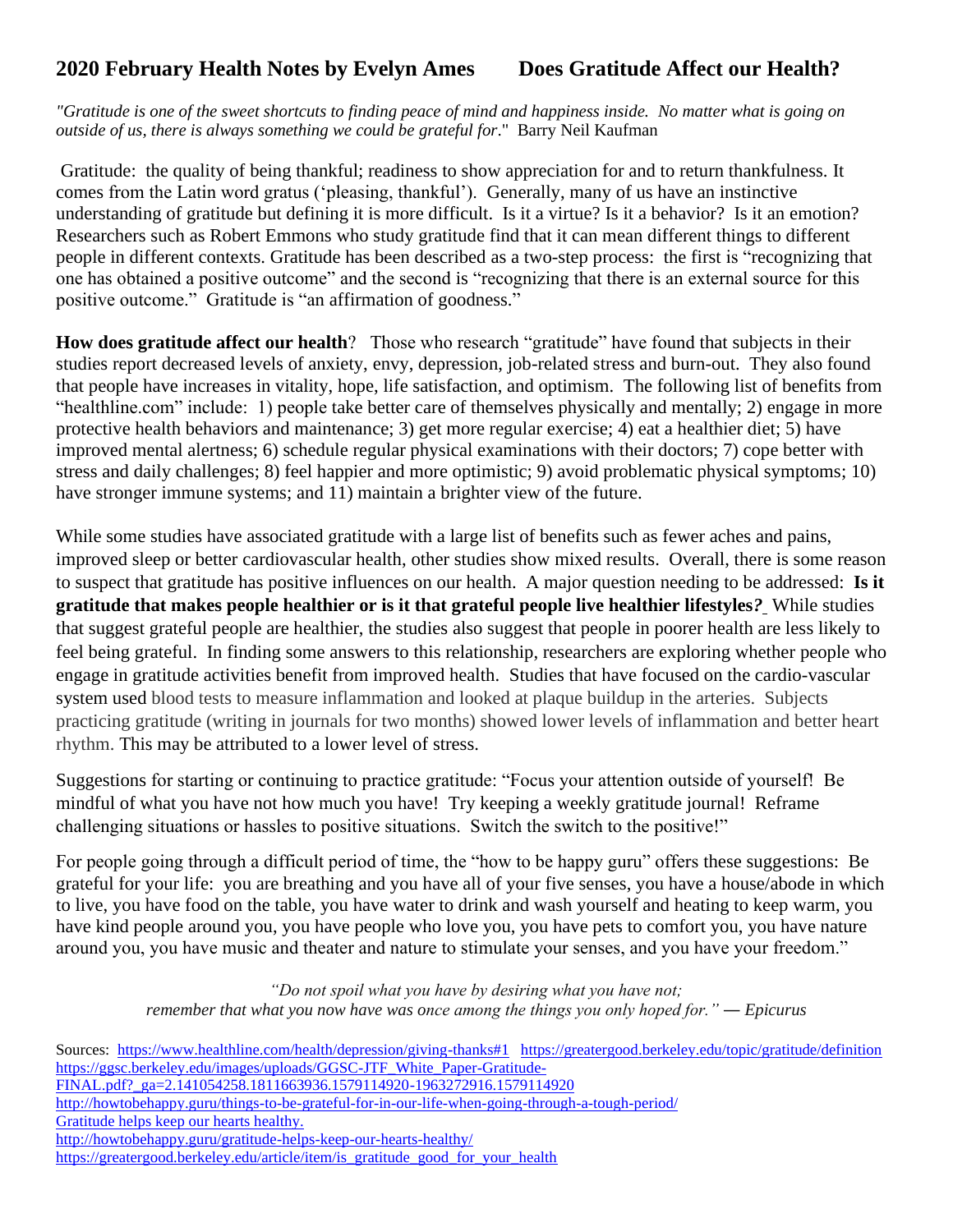# 2020 February Health Notes by Evelyn Ames       Does Gratitude Affect our Health?

*"Gratitude is one of the sweet shortcuts to finding peace of mind and happiness inside. No matter what is going on outside of us, there is always something we could be grateful for*." Barry Neil Kaufman

Gratitude: the quality of being thankful; readiness to show appreciation for and to return thankfulness. It comes from the Latin word gratus ('pleasing, thankful'). Generally, many of us have an instinctive understanding of gratitude but defining it is more difficult. Is it a virtue? Is it a behavior? Is it an emotion? Researchers such as Robert Emmons who study gratitude find that it can mean different things to different people in different contexts. Gratitude has been described as a two-step process: the first is "recognizing that one has obtained a positive outcome" and the second is "recognizing that there is an external source for this positive outcome." Gratitude is "an affirmation of goodness."

**How does gratitude affect our health**? Those who research "gratitude" have found that subjects in their studies report decreased levels of anxiety, envy, depression, job-related stress and burn-out. They also found that people have increases in vitality, hope, life satisfaction, and optimism. The following list of benefits from "healthline.com" include: 1) people take better care of themselves physically and mentally; 2) engage in more protective health behaviors and maintenance; 3) get more regular exercise; 4) eat a healthier diet; 5) have improved mental alertness; 6) schedule regular physical examinations with their doctors; 7) cope better with stress and daily challenges; 8) feel happier and more optimistic; 9) avoid problematic physical symptoms; 10) have stronger immune systems; and 11) maintain a brighter view of the future.

While some studies have associated gratitude with a large list of benefits such as fewer aches and pains, improved sleep or better cardiovascular health, other studies show mixed results. Overall, there is some reason to suspect that gratitude has positive influences on our health. A major question needing to be addressed: **Is it gratitude that makes people healthier or is it that grateful people live healthier lifestyles*?*** While studies that suggest grateful people are healthier, the studies also suggest that people in poorer health are less likely to feel being grateful. In finding some answers to this relationship, researchers are exploring whether people who engage in gratitude activities benefit from improved health. Studies that have focused on the cardio-vascular system used blood tests to measure inflammation and looked at plaque buildup in the arteries. Subjects practicing gratitude (writing in journals for two months) showed lower levels of inflammation and better heart rhythm. This may be attributed to a lower level of stress.

Suggestions for starting or continuing to practice gratitude: "Focus your attention outside of yourself! Be mindful of what you have not how much you have! Try keeping a weekly gratitude journal! Reframe challenging situations or hassles to positive situations. Switch the switch to the positive!"

For people going through a difficult period of time, the "how to be happy guru" offers these suggestions: Be grateful for your life: you are breathing and you have all of your five senses, you have a house/abode in which to live, you have food on the table, you have water to drink and wash yourself and heating to keep warm, you have kind people around you, you have people who love you, you have pets to comfort you, you have nature around you, you have music and theater and nature to stimulate your senses, and you have your freedom."

*"Do not spoil what you have by desiring what you have not;*
*remember that what you now have was once among the things you only hoped for." ― Epicurus*

Sources: https://www.healthline.com/health/depression/giving-thanks#1 https://greatergood.berkeley.edu/topic/gratitude/definition
https://ggsc.berkeley.edu/images/uploads/GGSC-JTF_White_Paper-Gratitude-FINAL.pdf?_ga=2.141054258.1811663936.1579114920-1963272916.1579114920
http://howtobehappy.guru/things-to-be-grateful-for-in-our-life-when-going-through-a-tough-period/
Gratitude helps keep our hearts healthy.
http://howtobehappy.guru/gratitude-helps-keep-our-hearts-healthy/
https://greatergood.berkeley.edu/article/item/is_gratitude_good_for_your_health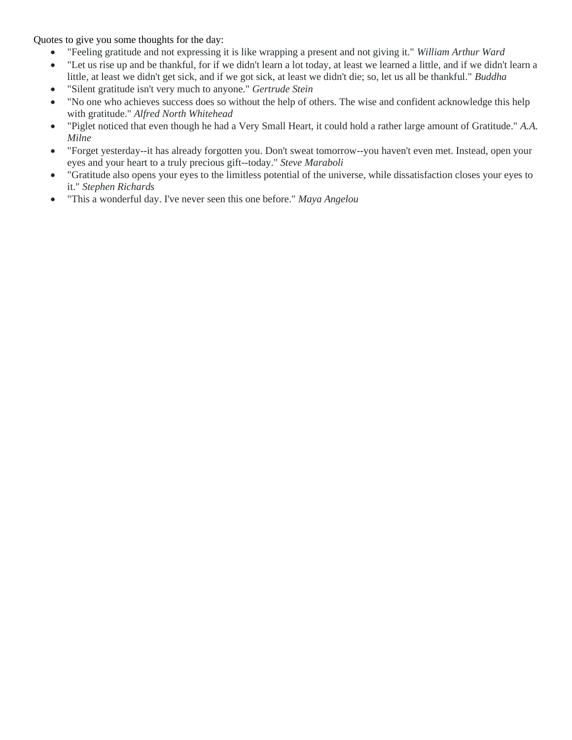Quotes to give you some thoughts for the day:

- "Feeling gratitude and not expressing it is like wrapping a present and not giving it." *William Arthur Ward*
- "Let us rise up and be thankful, for if we didn't learn a lot today, at least we learned a little, and if we didn't learn a little, at least we didn't get sick, and if we got sick, at least we didn't die; so, let us all be thankful." *Buddha*
- "Silent gratitude isn't very much to anyone." *Gertrude Stein*
- "No one who achieves success does so without the help of others. The wise and confident acknowledge this help with gratitude." *Alfred North Whitehead*
- "Piglet noticed that even though he had a Very Small Heart, it could hold a rather large amount of Gratitude." *A.A. Milne*
- "Forget yesterday--it has already forgotten you. Don't sweat tomorrow--you haven't even met. Instead, open your eyes and your heart to a truly precious gift--today." *Steve Maraboli*
- "Gratitude also opens your eyes to the limitless potential of the universe, while dissatisfaction closes your eyes to it." *Stephen Richards*
- "This a wonderful day. I've never seen this one before." *Maya Angelou*